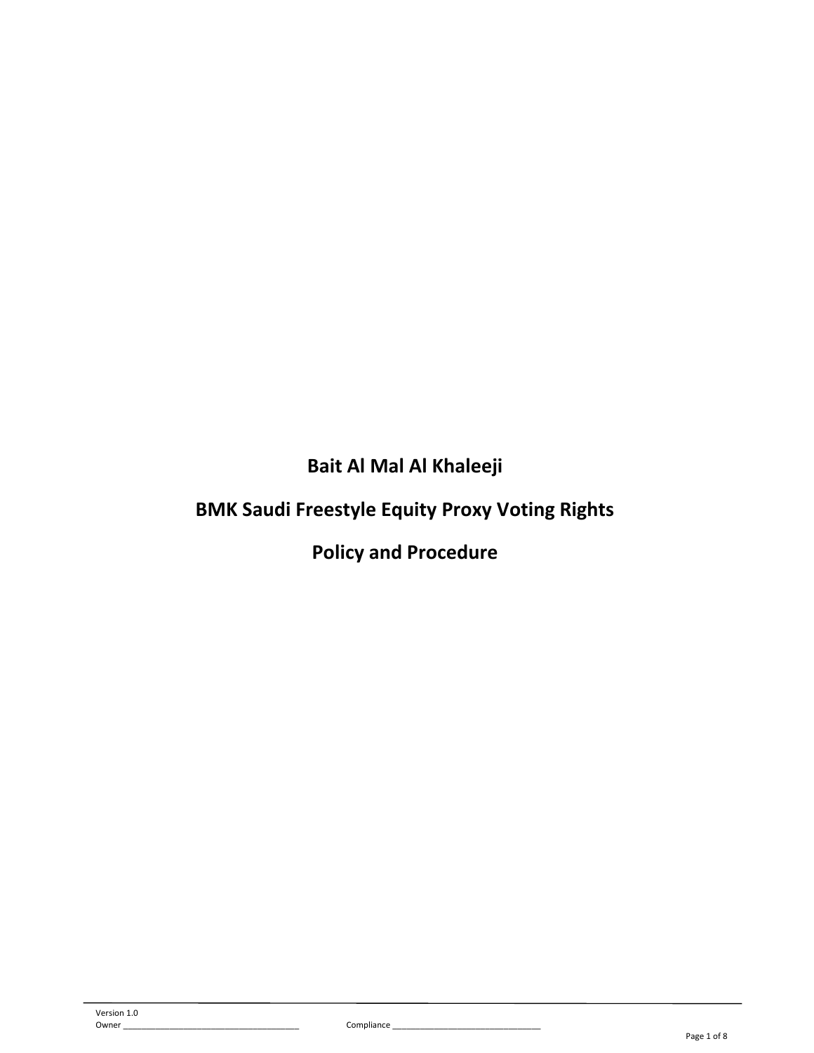# Bait Al Mal Al Khaleeji

# BMK Saudi Freestyle Equity Proxy Voting Rights

# Policy and Procedure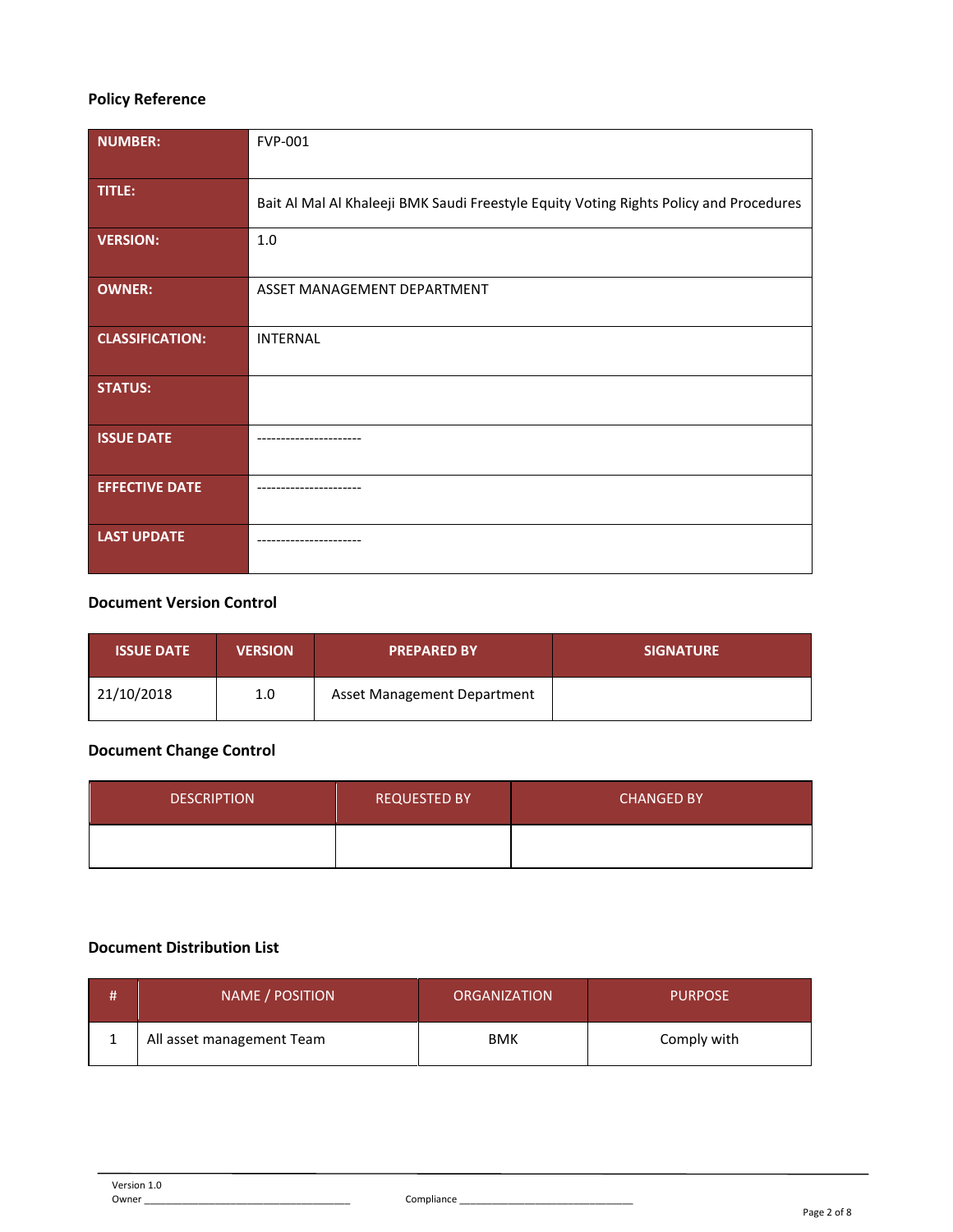**Policy Reference**

| | |
|---|---|
| **NUMBER:** | FVP-001 |
| **TITLE:** | Bait Al Mal Al Khaleeji BMK Saudi Freestyle Equity Voting Rights Policy and Procedures |
| **VERSION:** | 1.0 |
| **OWNER:** | ASSET MANAGEMENT DEPARTMENT |
| **CLASSIFICATION:** | INTERNAL |
| **STATUS:** | |
| **ISSUE DATE** | ---------------------- |
| **EFFECTIVE DATE** | ---------------------- |
| **LAST UPDATE** | ---------------------- |

**Document Version Control**

| ISSUE DATE | VERSION | PREPARED BY | SIGNATURE |
|---|---|---|---|
| 21/10/2018 | 1.0 | Asset Management Department | |

**Document Change Control**

| DESCRIPTION | REQUESTED BY | CHANGED BY |
|---|---|---|
| | | |

**Document Distribution List**

| # | NAME / POSITION | ORGANIZATION | PURPOSE |
|---|---|---|---|
| 1 | All asset management Team | BMK | Comply with |

Version 1.0
Owner ______________________________ Compliance ______________________________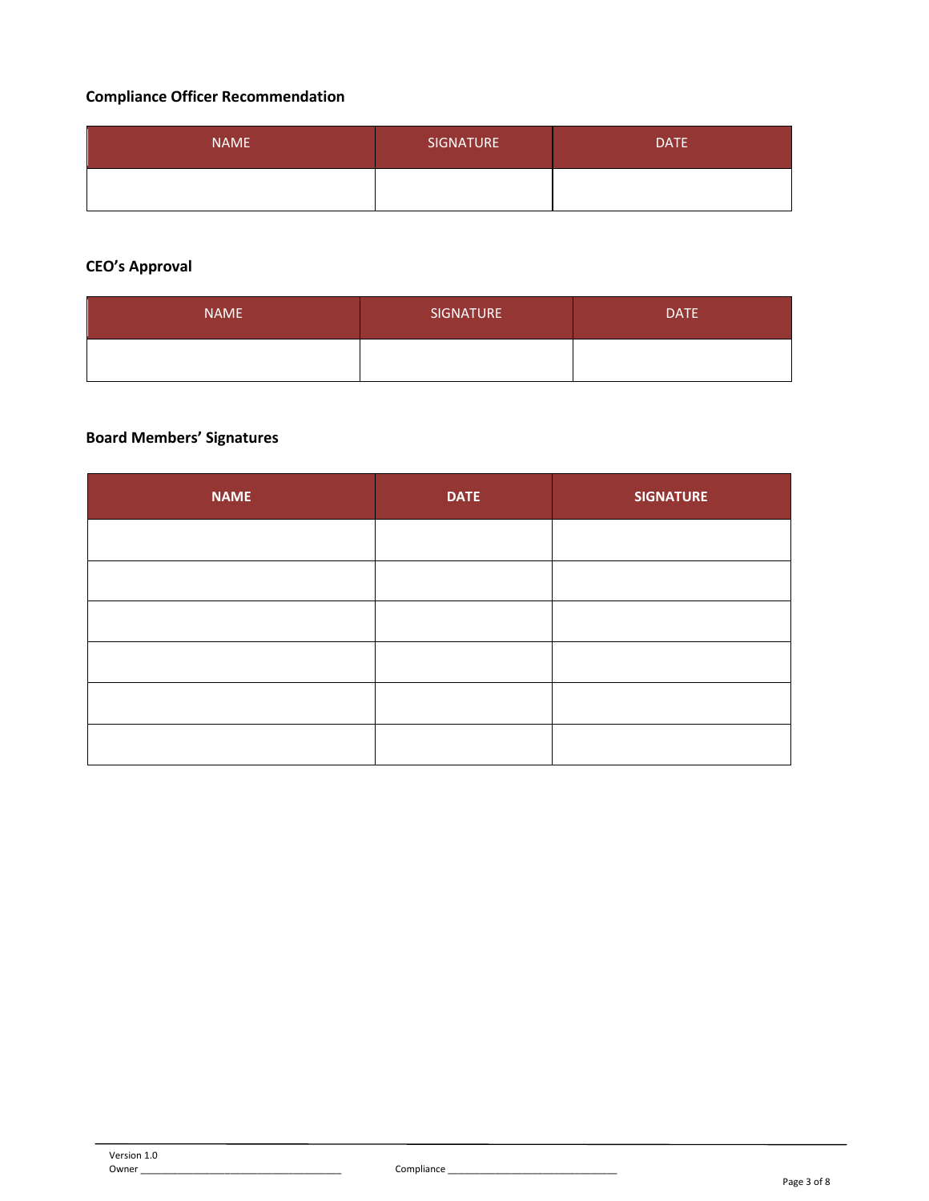**Compliance Officer Recommendation**

| NAME | SIGNATURE | DATE |
|---|---|---|
| | | |

**CEO's Approval**

| NAME | SIGNATURE | DATE |
|---|---|---|
| | | |

**Board Members' Signatures**

| NAME | DATE | SIGNATURE |
|---|---|---|
| | | |
| | | |
| | | |
| | | |
| | | |
| | | |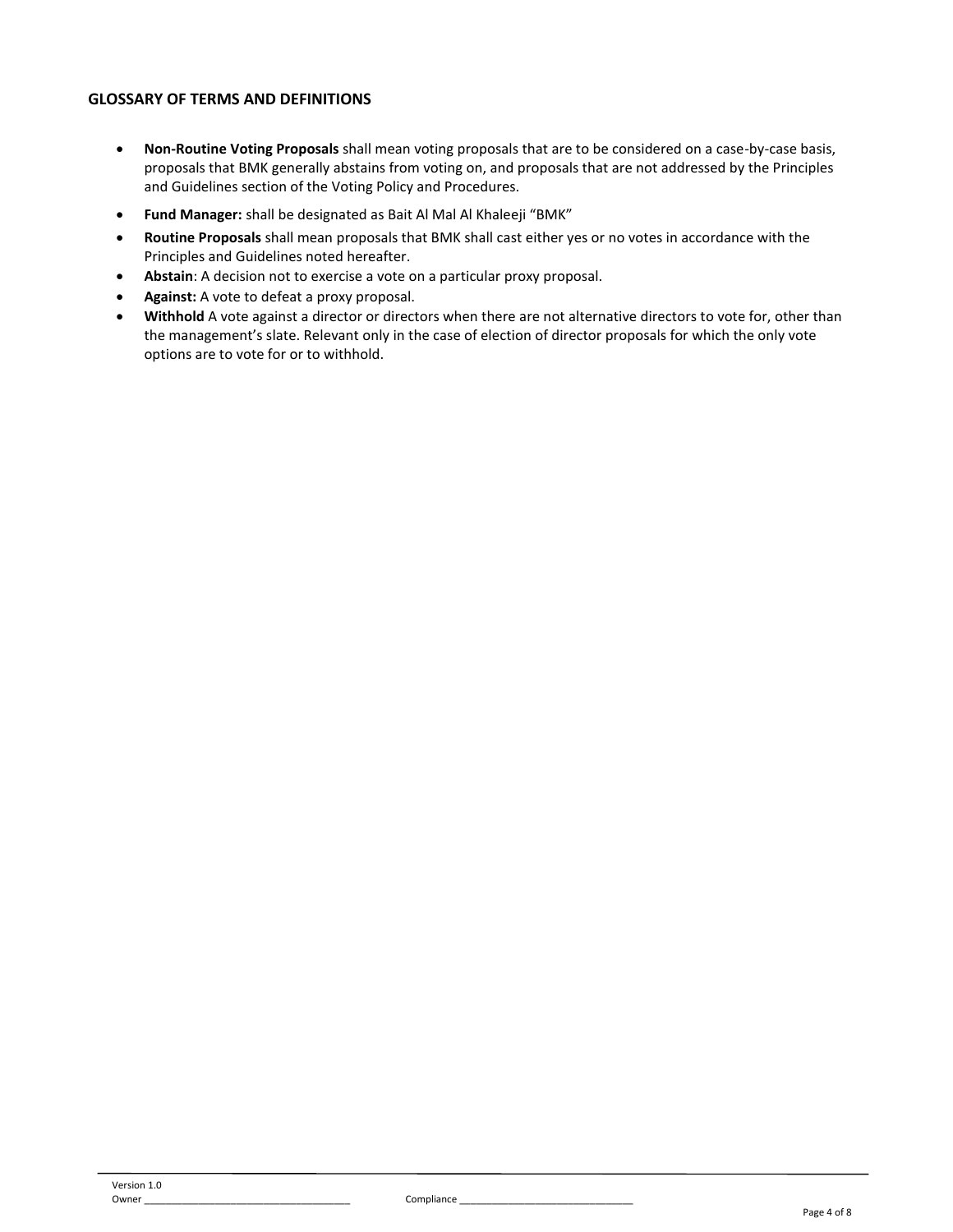## GLOSSARY OF TERMS AND DEFINITIONS

- **Non-Routine Voting Proposals** shall mean voting proposals that are to be considered on a case-by-case basis, proposals that BMK generally abstains from voting on, and proposals that are not addressed by the Principles and Guidelines section of the Voting Policy and Procedures.
- **Fund Manager:** shall be designated as Bait Al Mal Al Khaleeji "BMK"
- **Routine Proposals** shall mean proposals that BMK shall cast either yes or no votes in accordance with the Principles and Guidelines noted hereafter.
- **Abstain**: A decision not to exercise a vote on a particular proxy proposal.
- **Against:** A vote to defeat a proxy proposal.
- **Withhold** A vote against a director or directors when there are not alternative directors to vote for, other than the management's slate. Relevant only in the case of election of director proposals for which the only vote options are to vote for or to withhold.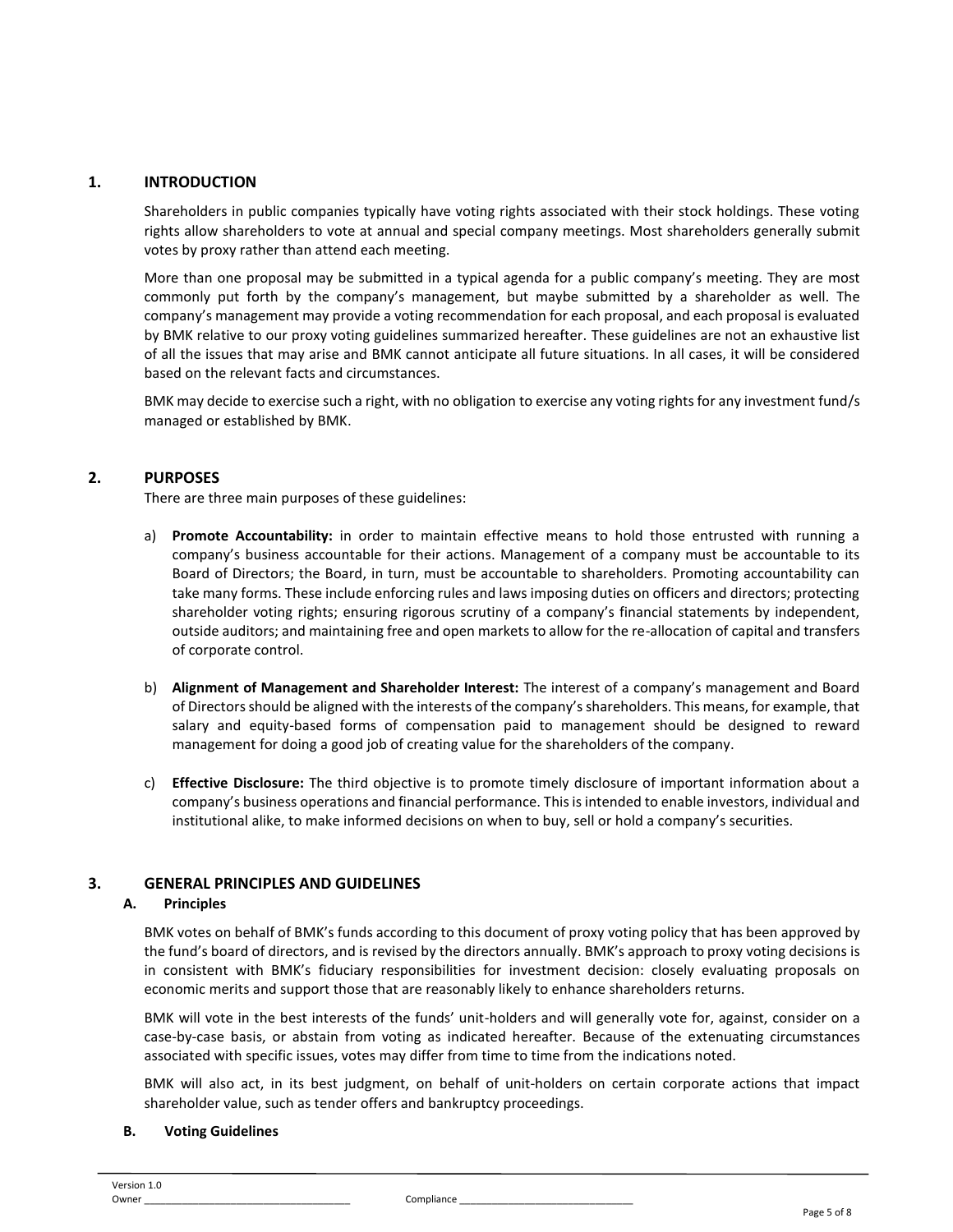## 1. INTRODUCTION

Shareholders in public companies typically have voting rights associated with their stock holdings. These voting rights allow shareholders to vote at annual and special company meetings. Most shareholders generally submit votes by proxy rather than attend each meeting.

More than one proposal may be submitted in a typical agenda for a public company's meeting. They are most commonly put forth by the company's management, but maybe submitted by a shareholder as well. The company's management may provide a voting recommendation for each proposal, and each proposal is evaluated by BMK relative to our proxy voting guidelines summarized hereafter. These guidelines are not an exhaustive list of all the issues that may arise and BMK cannot anticipate all future situations. In all cases, it will be considered based on the relevant facts and circumstances.

BMK may decide to exercise such a right, with no obligation to exercise any voting rights for any investment fund/s managed or established by BMK.

## 2. PURPOSES

There are three main purposes of these guidelines:

a) **Promote Accountability:** in order to maintain effective means to hold those entrusted with running a company's business accountable for their actions. Management of a company must be accountable to its Board of Directors; the Board, in turn, must be accountable to shareholders. Promoting accountability can take many forms. These include enforcing rules and laws imposing duties on officers and directors; protecting shareholder voting rights; ensuring rigorous scrutiny of a company's financial statements by independent, outside auditors; and maintaining free and open markets to allow for the re-allocation of capital and transfers of corporate control.

b) **Alignment of Management and Shareholder Interest:** The interest of a company's management and Board of Directors should be aligned with the interests of the company's shareholders. This means, for example, that salary and equity-based forms of compensation paid to management should be designed to reward management for doing a good job of creating value for the shareholders of the company.

c) **Effective Disclosure:** The third objective is to promote timely disclosure of important information about a company's business operations and financial performance. This is intended to enable investors, individual and institutional alike, to make informed decisions on when to buy, sell or hold a company's securities.

## 3. GENERAL PRINCIPLES AND GUIDELINES

### A. Principles

BMK votes on behalf of BMK's funds according to this document of proxy voting policy that has been approved by the fund's board of directors, and is revised by the directors annually. BMK's approach to proxy voting decisions is in consistent with BMK's fiduciary responsibilities for investment decision: closely evaluating proposals on economic merits and support those that are reasonably likely to enhance shareholders returns.

BMK will vote in the best interests of the funds' unit-holders and will generally vote for, against, consider on a case-by-case basis, or abstain from voting as indicated hereafter. Because of the extenuating circumstances associated with specific issues, votes may differ from time to time from the indications noted.

BMK will also act, in its best judgment, on behalf of unit-holders on certain corporate actions that impact shareholder value, such as tender offers and bankruptcy proceedings.

### B. Voting Guidelines

Version 1.0
Owner ___________________________ Compliance ___________________________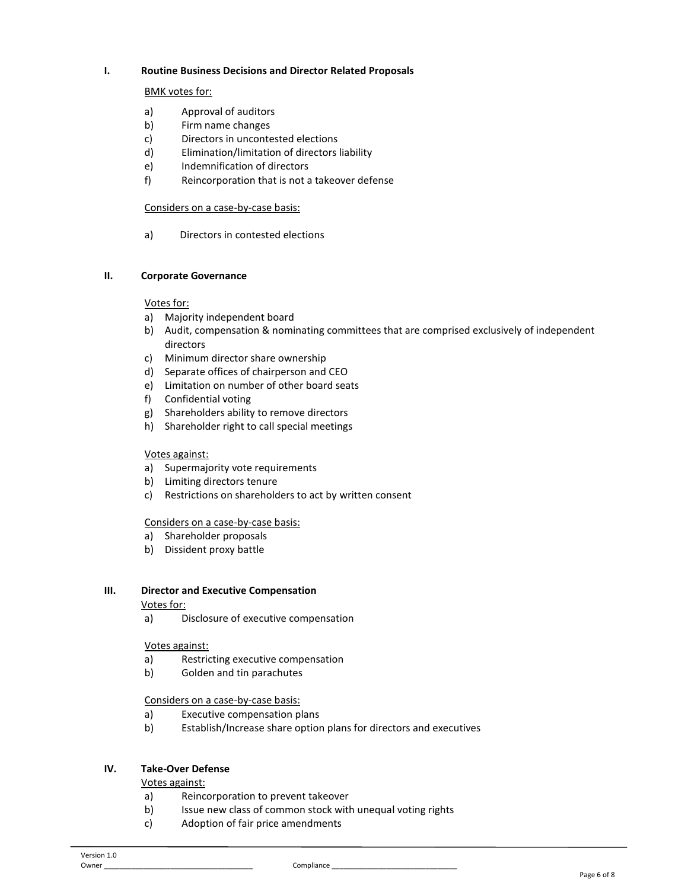## I. Routine Business Decisions and Director Related Proposals

<u>BMK votes for:</u>

a) Approval of auditors
b) Firm name changes
c) Directors in uncontested elections
d) Elimination/limitation of directors liability
e) Indemnification of directors
f) Reincorporation that is not a takeover defense

<u>Considers on a case-by-case basis:</u>

a) Directors in contested elections

## II. Corporate Governance

<u>Votes for:</u>

a) Majority independent board
b) Audit, compensation & nominating committees that are comprised exclusively of independent directors
c) Minimum director share ownership
d) Separate offices of chairperson and CEO
e) Limitation on number of other board seats
f) Confidential voting
g) Shareholders ability to remove directors
h) Shareholder right to call special meetings

<u>Votes against:</u>

a) Supermajority vote requirements
b) Limiting directors tenure
c) Restrictions on shareholders to act by written consent

<u>Considers on a case-by-case basis:</u>

a) Shareholder proposals
b) Dissident proxy battle

## III. Director and Executive Compensation

<u>Votes for:</u>

a) Disclosure of executive compensation

<u>Votes against:</u>

a) Restricting executive compensation
b) Golden and tin parachutes

<u>Considers on a case-by-case basis:</u>

a) Executive compensation plans
b) Establish/Increase share option plans for directors and executives

## IV. Take-Over Defense

<u>Votes against:</u>

a) Reincorporation to prevent takeover
b) Issue new class of common stock with unequal voting rights
c) Adoption of fair price amendments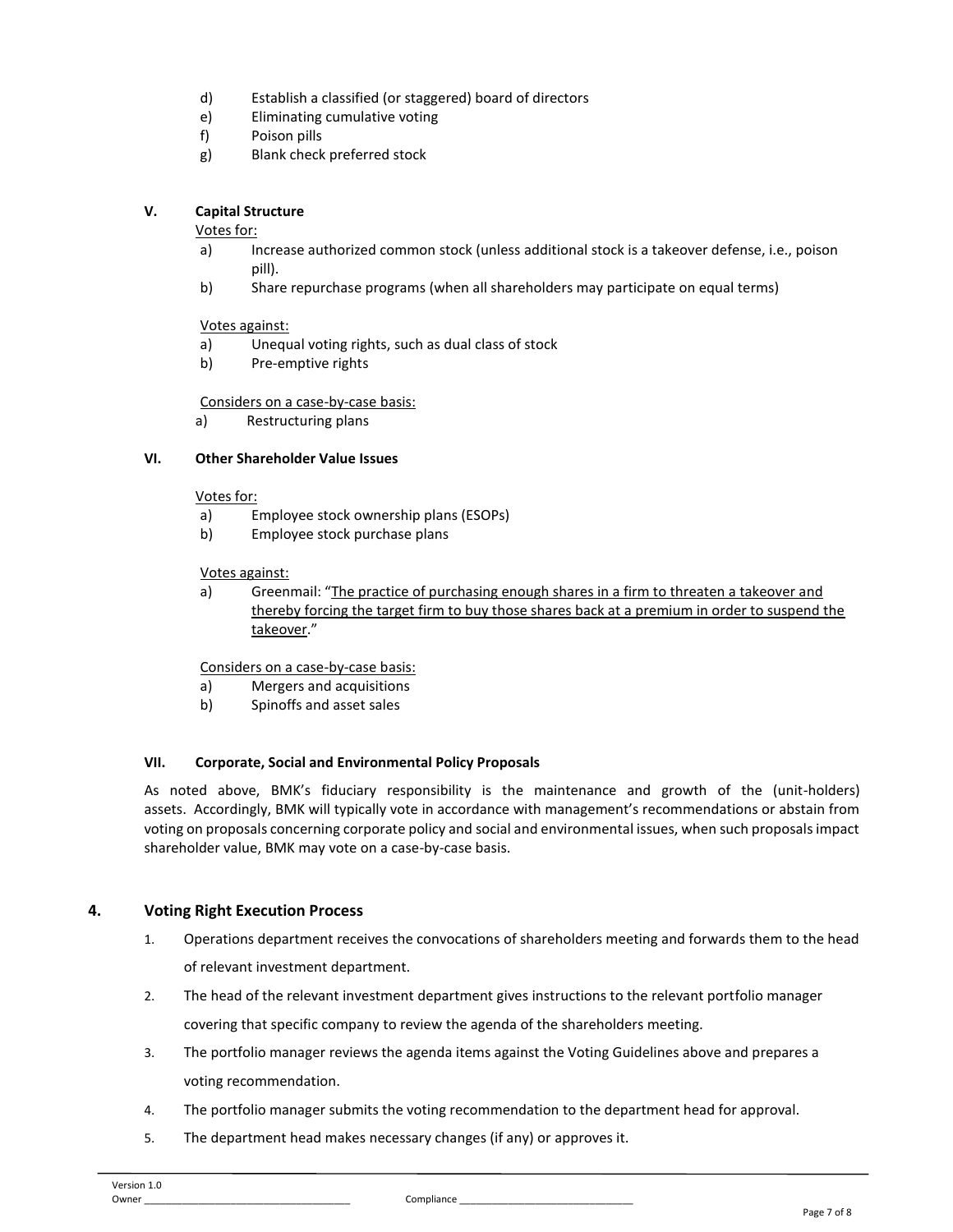d) Establish a classified (or staggered) board of directors
e) Eliminating cumulative voting
f) Poison pills
g) Blank check preferred stock

#### V. Capital Structure

Votes for:

a) Increase authorized common stock (unless additional stock is a takeover defense, i.e., poison pill).
b) Share repurchase programs (when all shareholders may participate on equal terms)

Votes against:

a) Unequal voting rights, such as dual class of stock
b) Pre-emptive rights

Considers on a case-by-case basis:

a) Restructuring plans

#### VI. Other Shareholder Value Issues

Votes for:

a) Employee stock ownership plans (ESOPs)
b) Employee stock purchase plans

Votes against:

a) Greenmail: "The practice of purchasing enough shares in a firm to threaten a takeover and thereby forcing the target firm to buy those shares back at a premium in order to suspend the takeover."

Considers on a case-by-case basis:

a) Mergers and acquisitions
b) Spinoffs and asset sales

#### VII. Corporate, Social and Environmental Policy Proposals

As noted above, BMK's fiduciary responsibility is the maintenance and growth of the (unit-holders) assets. Accordingly, BMK will typically vote in accordance with management's recommendations or abstain from voting on proposals concerning corporate policy and social and environmental issues, when such proposals impact shareholder value, BMK may vote on a case-by-case basis.

## 4. Voting Right Execution Process

1. Operations department receives the convocations of shareholders meeting and forwards them to the head of relevant investment department.
2. The head of the relevant investment department gives instructions to the relevant portfolio manager covering that specific company to review the agenda of the shareholders meeting.
3. The portfolio manager reviews the agenda items against the Voting Guidelines above and prepares a voting recommendation.
4. The portfolio manager submits the voting recommendation to the department head for approval.
5. The department head makes necessary changes (if any) or approves it.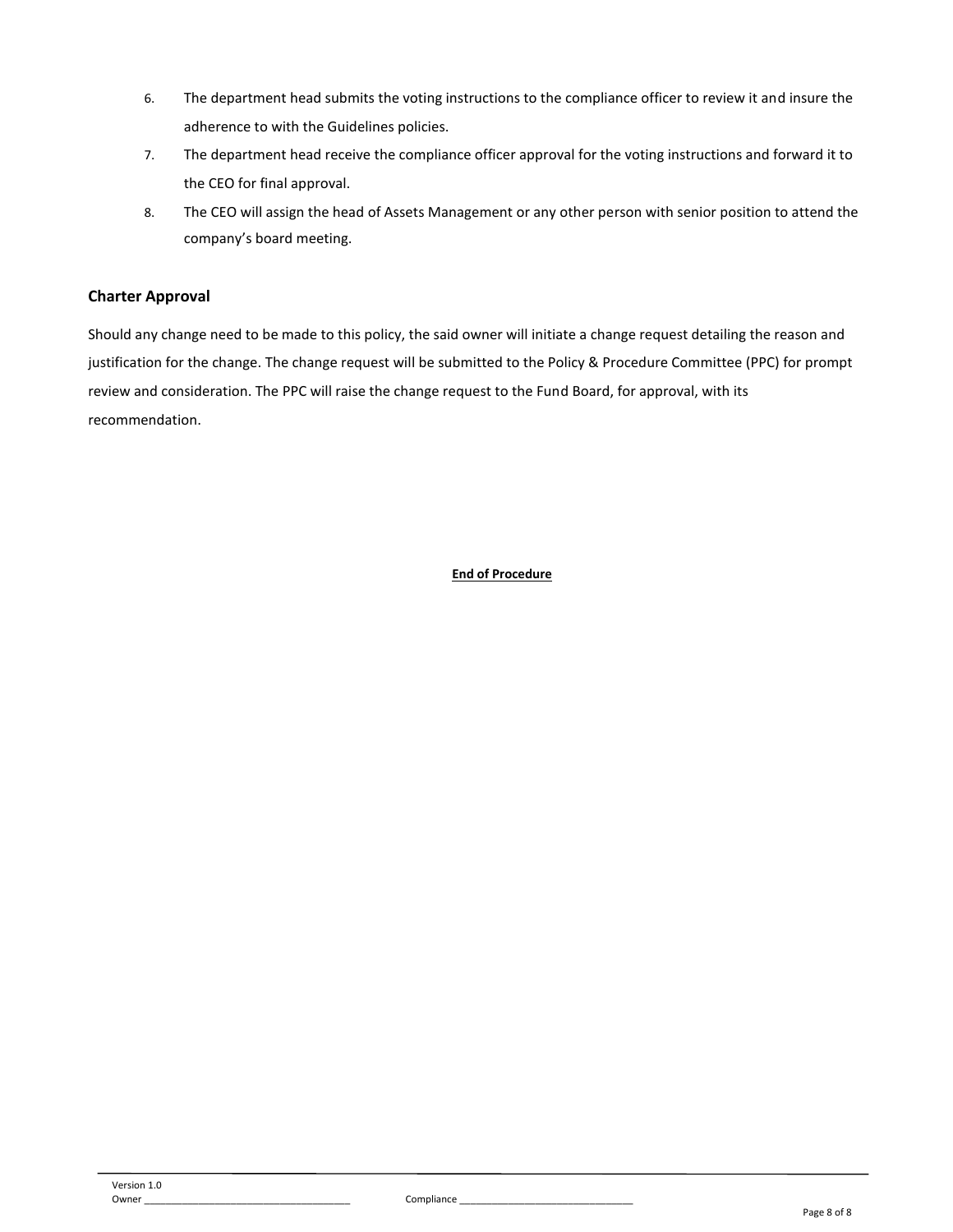6. The department head submits the voting instructions to the compliance officer to review it and insure the adherence to with the Guidelines policies.
7. The department head receive the compliance officer approval for the voting instructions and forward it to the CEO for final approval.
8. The CEO will assign the head of Assets Management or any other person with senior position to attend the company's board meeting.

## Charter Approval

Should any change need to be made to this policy, the said owner will initiate a change request detailing the reason and justification for the change. The change request will be submitted to the Policy & Procedure Committee (PPC) for prompt review and consideration. The PPC will raise the change request to the Fund Board, for approval, with its recommendation.

**<u>End of Procedure</u>**

Version 1.0

Owner ____________________________________ Compliance ______________________________